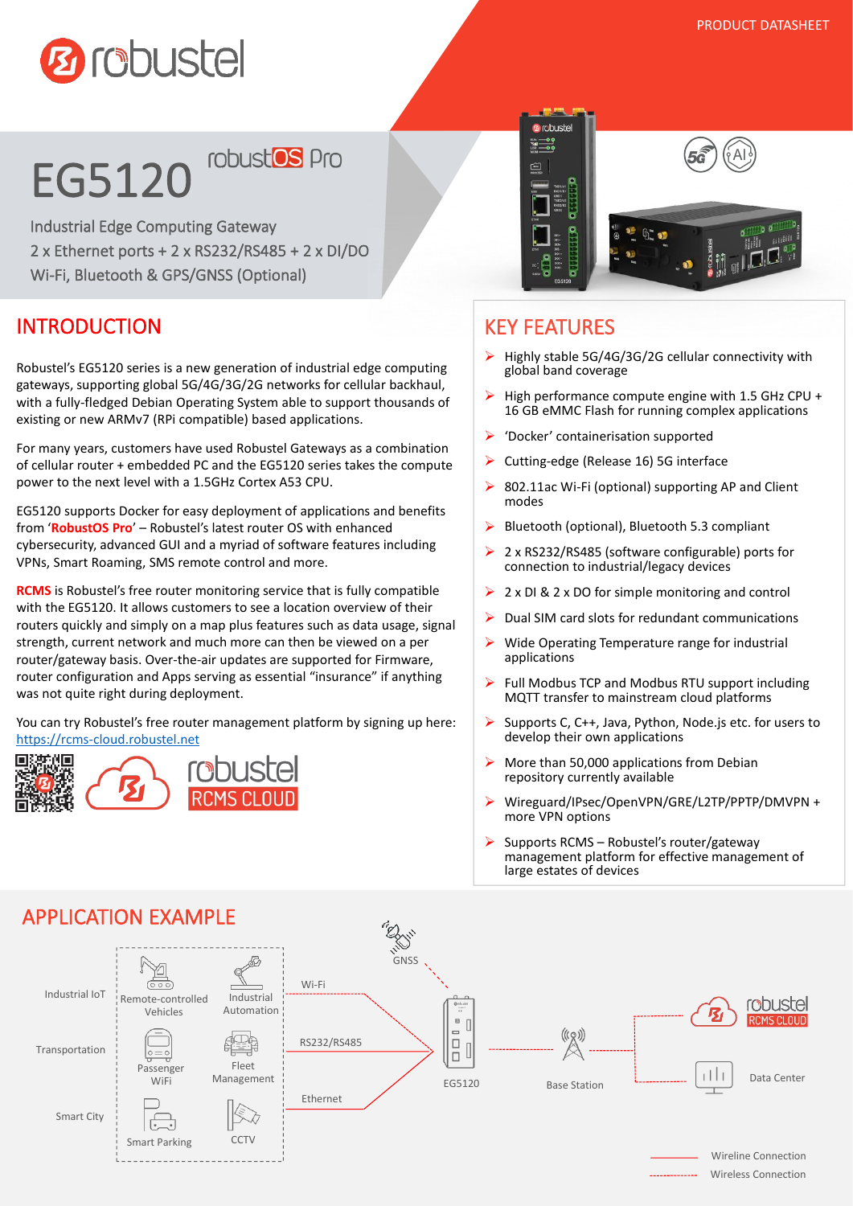PRODUCT DATASHEET

# EG5120 robustOS Pro

Industrial Edge Computing Gateway
2 x Ethernet ports + 2 x RS232/RS485 + 2 x DI/DO
Wi-Fi, Bluetooth & GPS/GNSS (Optional)

## INTRODUCTION

Robustel's EG5120 series is a new generation of industrial edge computing gateways, supporting global 5G/4G/3G/2G networks for cellular backhaul, with a fully-fledged Debian Operating System able to support thousands of existing or new ARMv7 (RPi compatible) based applications.

For many years, customers have used Robustel Gateways as a combination of cellular router + embedded PC and the EG5120 series takes the compute power to the next level with a 1.5GHz Cortex A53 CPU.

EG5120 supports Docker for easy deployment of applications and benefits from '**RobustOS Pro**' – Robustel's latest router OS with enhanced cybersecurity, advanced GUI and a myriad of software features including VPNs, Smart Roaming, SMS remote control and more.

**RCMS** is Robustel's free router monitoring service that is fully compatible with the EG5120. It allows customers to see a location overview of their routers quickly and simply on a map plus features such as data usage, signal strength, current network and much more can then be viewed on a per router/gateway basis. Over-the-air updates are supported for Firmware, router configuration and Apps serving as essential "insurance" if anything was not quite right during deployment.

You can try Robustel's free router management platform by signing up here: https://rcms-cloud.robustel.net

## KEY FEATURES

- Highly stable 5G/4G/3G/2G cellular connectivity with global band coverage
- High performance compute engine with 1.5 GHz CPU + 16 GB eMMC Flash for running complex applications
- 'Docker' containerisation supported
- Cutting-edge (Release 16) 5G interface
- 802.11ac Wi-Fi (optional) supporting AP and Client modes
- Bluetooth (optional), Bluetooth 5.3 compliant
- 2 x RS232/RS485 (software configurable) ports for connection to industrial/legacy devices
- 2 x DI & 2 x DO for simple monitoring and control
- Dual SIM card slots for redundant communications
- Wide Operating Temperature range for industrial applications
- Full Modbus TCP and Modbus RTU support including MQTT transfer to mainstream cloud platforms
- Supports C, C++, Java, Python, Node.js etc. for users to develop their own applications
- More than 50,000 applications from Debian repository currently available
- Wireguard/IPsec/OpenVPN/GRE/L2TP/PPTP/DMVPN + more VPN options
- Supports RCMS – Robustel's router/gateway management platform for effective management of large estates of devices

## APPLICATION EXAMPLE

Industrial IoT: Remote-controlled Vehicles, Industrial Automation
Transportation: Passenger WiFi, Fleet Management
Smart City: Smart Parking, CCTV

Wi-Fi / RS232/RS485 / Ethernet → EG5120 (GNSS) → Base Station → robustel RCMS CLOUD / Data Center

Wireline Connection
Wireless Connection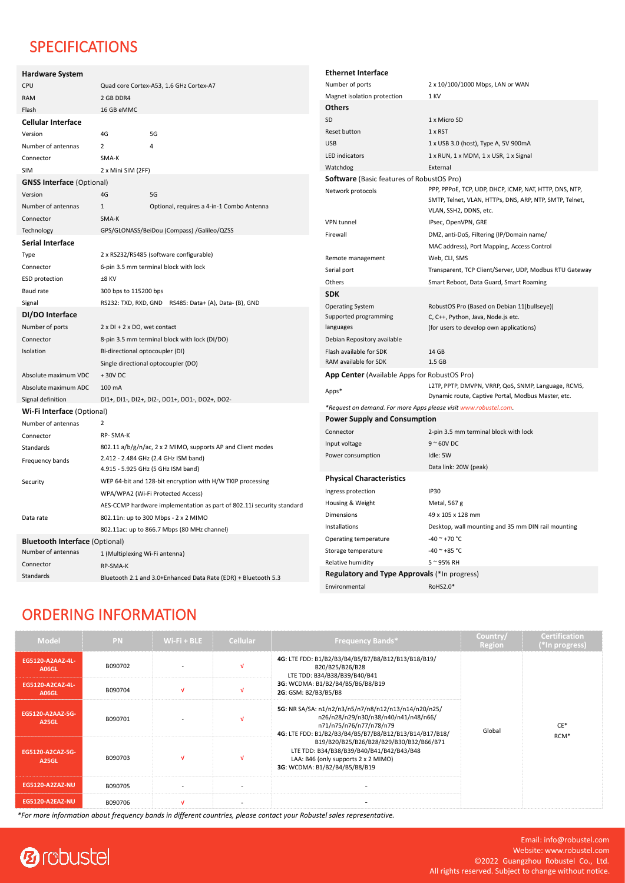# SPECIFICATIONS

| **Hardware System** | | |
|---|---|---|
| CPU | Quad core Cortex-A53, 1.6 GHz Cortex-A7 | |
| RAM | 2 GB DDR4 | |
| Flash | 16 GB eMMC | |
| **Cellular Interface** | | |
| Version | 4G | 5G |
| Number of antennas | 2 | 4 |
| Connector | SMA-K | |
| SIM | 2 x Mini SIM (2FF) | |
| **GNSS Interface** (Optional) | | |
| Version | 4G | 5G |
| Number of antennas | 1 | Optional, requires a 4-in-1 Combo Antenna |
| Connector | SMA-K | |
| Technology | GPS/GLONASS/BeiDou (Compass) /Galileo/QZSS | |
| **Serial Interface** | | |
| Type | 2 x RS232/RS485 (software configurable) | |
| Connector | 6-pin 3.5 mm terminal block with lock | |
| ESD protection | ±8 KV | |
| Baud rate | 300 bps to 115200 bps | |
| Signal | RS232: TXD, RXD, GND RS485: Data+ (A), Data- (B), GND | |
| **DI/DO Interface** | | |
| Number of ports | 2 x DI + 2 x DO, wet contact | |
| Connector | 8-pin 3.5 mm terminal block with lock (DI/DO) | |
| Isolation | Bi-directional optocoupler (DI) | |
| | Single directional optocoupler (DO) | |
| Absolute maximum VDC | + 30V DC | |
| Absolute maximum ADC | 100 mA | |
| Signal definition | DI1+, DI1-, DI2+, DI2-, DO1+, DO1-, DO2+, DO2- | |
| **Wi-Fi Interface** (Optional) | | |
| Number of antennas | 2 | |
| Connector | RP- SMA-K | |
| Standards | 802.11 a/b/g/n/ac, 2 x 2 MIMO, supports AP and Client modes | |
| Frequency bands | 2.412 - 2.484 GHz (2.4 GHz ISM band)<br>4.915 - 5.925 GHz (5 GHz ISM band) | |
| Security | WEP 64-bit and 128-bit encryption with H/W TKIP processing | |
| | WPA/WPA2 (Wi-Fi Protected Access) | |
| | AES-CCMP hardware implementation as part of 802.11i security standard | |
| Data rate | 802.11n: up to 300 Mbps - 2 x 2 MIMO | |
| | 802.11ac: up to 866.7 Mbps (80 MHz channel) | |
| **Bluetooth Interface** (Optional) | | |
| Number of antennas | 1 (Multiplexing Wi-Fi antenna) | |
| Connector | RP-SMA-K | |
| Standards | Bluetooth 2.1 and 3.0+Enhanced Data Rate (EDR) + Bluetooth 5.3 | |

| **Ethernet Interface** | |
|---|---|
| Number of ports | 2 x 10/100/1000 Mbps, LAN or WAN |
| Magnet isolation protection | 1 KV |
| **Others** | |
| SD | 1 x Micro SD |
| Reset button | 1 x RST |
| USB | 1 x USB 3.0 (host), Type A, 5V 900mA |
| LED indicators | 1 x RUN, 1 x MDM, 1 x USR, 1 x Signal |
| Watchdog | External |
| **Software** (Basic features of RobustOS Pro) | |
| Network protocols | PPP, PPPoE, TCP, UDP, DHCP, ICMP, NAT, HTTP, DNS, NTP, SMTP, Telnet, VLAN, HTTPs, DNS, ARP, NTP, SMTP, Telnet, VLAN, SSH2, DDNS, etc. |
| VPN tunnel | IPsec, OpenVPN, GRE |
| Firewall | DMZ, anti-DoS, Filtering (IP/Domain name/ MAC address), Port Mapping, Access Control |
| Remote management | Web, CLI, SMS |
| Serial port | Transparent, TCP Client/Server, UDP, Modbus RTU Gateway |
| Others | Smart Reboot, Data Guard, Smart Roaming |
| **SDK** | |
| Operating System | RobustOS Pro (Based on Debian 11(bullseye)) |
| Supported programming languages | C, C++, Python, Java, Node.js etc. (for users to develop own applications) |
| Debian Repository available | |
| Flash available for SDK | 14 GB |
| RAM available for SDK | 1.5 GB |
| **App Center** (Available Apps for RobustOS Pro) | |
| Apps* | L2TP, PPTP, DMVPN, VRRP, QoS, SNMP, Language, RCMS, Dynamic route, Captive Portal, Modbus Master, etc. |
| *Request on demand. For more Apps please visit www.robustel.com. | |
| **Power Supply and Consumption** | |
| Connector | 2-pin 3.5 mm terminal block with lock |
| Input voltage | 9 ~ 60V DC |
| Power consumption | Idle: 5W<br>Data link: 20W (peak) |
| **Physical Characteristics** | |
| Ingress protection | IP30 |
| Housing & Weight | Metal, 567 g |
| Dimensions | 49 x 105 x 128 mm |
| Installations | Desktop, wall mounting and 35 mm DIN rail mounting |
| Operating temperature | -40 ~ +70 °C |
| Storage temperature | -40 ~ +85 °C |
| Relative humidity | 5 ~ 95% RH |
| **Regulatory and Type Approvals** (*In progress) | |
| Environmental | RoHS2.0* |

# ORDERING INFORMATION

| Model | PN | Wi-Fi + BLE | Cellular | Frequency Bands* | Country/ Region | Certification (*In progress) |
|---|---|---|---|---|---|---|
| EG5120-A2AAZ-4L-A06GL | B090702 | - | √ | 4G: LTE FDD: B1/B2/B3/B4/B5/B7/B8/B12/B13/B18/B19/B20/B25/B26/B28<br>LTE TDD: B34/B38/B39/B40/B41<br>3G: WCDMA: B1/B2/B4/B5/B6/B8/B19<br>2G: GSM: B2/B3/B5/B8 | Global | CE*<br>RCM* |
| EG5120-A2CAZ-4L-A06GL | B090704 | √ | √ | | | |
| EG5120-A2AAZ-5G-A25GL | B090701 | - | √ | 5G: NR SA/SA: n1/n2/n3/n5/n7/n8/n12/n13/n14/n20/n25/n26/n28/n29/n30/n38/n40/n41/n48/n66/n71/n75/n76/n77/n78/n79<br>4G: LTE FDD: B1/B2/B3/B4/B5/B7/B8/B12/B13/B14/B17/B18/B19/B20/B25/B26/B28/B29/B30/B32/B66/B71<br>LTE TDD: B34/B38/B39/B40/B41/B42/B43/B48<br>LAA: B46 (only supports 2 x 2 MIMO)<br>3G: WCDMA: B1/B2/B4/B5/B8/B19 | | |
| EG5120-A2CAZ-5G-A25GL | B090703 | √ | √ | | | |
| EG5120-A2ZAZ-NU | B090705 | - | - | - | | |
| EG5120-A2EAZ-NU | B090706 | √ | - | - | | |

*For more information about frequency bands in different countries, please contact your Robustel sales representative.*

robustel

Email: info@robustel.com
Website: www.robustel.com
©2022 Guangzhou Robustel Co., Ltd.
All rights reserved. Subject to change without notice.